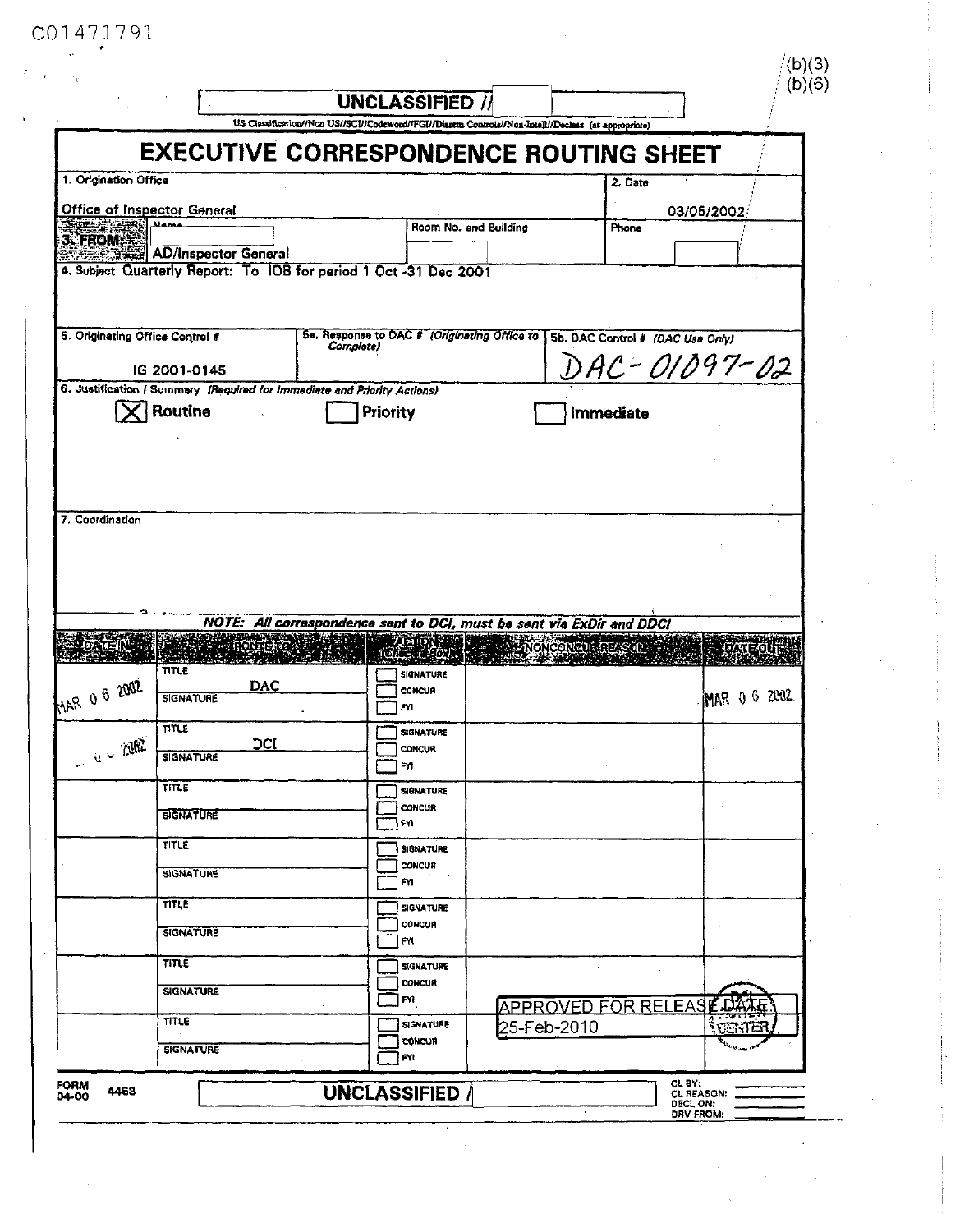C01471791

(b)(3)
(b)(6)

UNCLASSIFIED //

US Classification//Non US//SCI//Codeword//FGI//Dissem Controls//Non-Intell//Declass (as appropriate)

# EXECUTIVE CORRESPONDENCE ROUTING SHEET

| 1. Origination Office | 2. Date |
|---|---|
| Office of Inspector General | 03/05/2002 |

| 3. FROM | Name | Room No. and Building | Phone |
|---|---|---|---|
| | AD/Inspector General | | |

4. Subject Quarterly Report: To IOB for period 1 Oct -31 Dec 2001

| 5. Originating Office Control # | 5a. Response to DAC # *(Originating Office to Complete)* | 5b. DAC Control # *(DAC Use Only)* |
|---|---|---|
| IG 2001-0145 | | DAC-01097-02 |

6. Justification / Summary *(Required for Immediate and Priority Actions)*

[X] Routine [ ] Priority [ ] Immediate

7. Coordination

***NOTE: All correspondence sent to DCI, must be sent via ExDir and DDCI***

| DATE IN | ROUTE TO | ACTION (Check Box) | NONCONCUR REASON | DATE OUT |
|---|---|---|---|---|
| MAR 0 6 2002 | TITLE DAC / SIGNATURE | [ ] SIGNATURE [ ] CONCUR [ ] FYI | | MAR 0 6 2002 |
| ... 0 6 2002 | TITLE DCI / SIGNATURE | [ ] SIGNATURE [ ] CONCUR [ ] FYI | | |
| | TITLE / SIGNATURE | [ ] SIGNATURE [ ] CONCUR [ ] FYI | | |
| | TITLE / SIGNATURE | [ ] SIGNATURE [ ] CONCUR [ ] FYI | | |
| | TITLE / SIGNATURE | [ ] SIGNATURE [ ] CONCUR [ ] FYI | | |
| | TITLE / SIGNATURE | [ ] SIGNATURE [ ] CONCUR [ ] FYI | APPROVED FOR RELEASE DATE: 25-Feb-2010 | |
| | TITLE / SIGNATURE | [ ] SIGNATURE [ ] CONCUR [ ] FYI | | |

FORM 04-00 4468

UNCLASSIFIED /

CL BY:
CL REASON:
DECL ON:
DRV FROM: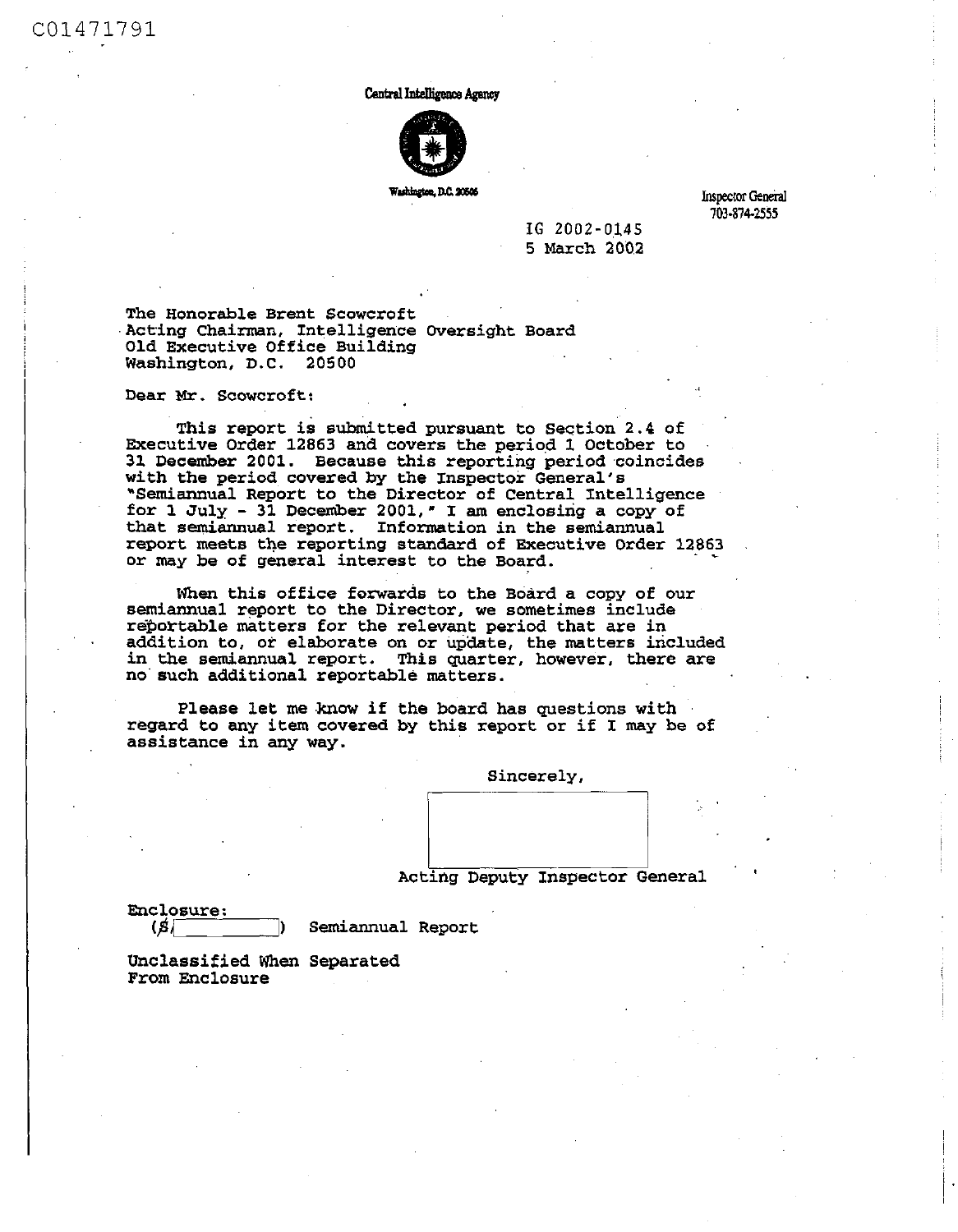C01471791

Central Intelligence Agency

Washington, D.C. 20505

Inspector General
703-874-2555

IG 2002-0145
5 March 2002

The Honorable Brent Scowcroft
Acting Chairman, Intelligence Oversight Board
Old Executive Office Building
Washington, D.C. 20500

Dear Mr. Scowcroft:

This report is submitted pursuant to Section 2.4 of Executive Order 12863 and covers the period 1 October to 31 December 2001. Because this reporting period coincides with the period covered by the Inspector General's "Semiannual Report to the Director of Central Intelligence for 1 July - 31 December 2001," I am enclosing a copy of that semiannual report. Information in the semiannual report meets the reporting standard of Executive Order 12863 or may be of general interest to the Board.

When this office forwards to the Board a copy of our semiannual report to the Director, we sometimes include reportable matters for the relevant period that are in addition to, or elaborate on or update, the matters included in the semiannual report. This quarter, however, there are no such additional reportable matters.

Please let me know if the board has questions with regard to any item covered by this report or if I may be of assistance in any way.

Sincerely,

[redacted]

Acting Deputy Inspector General

Enclosure:
(S/[redacted]) Semiannual Report

Unclassified When Separated
From Enclosure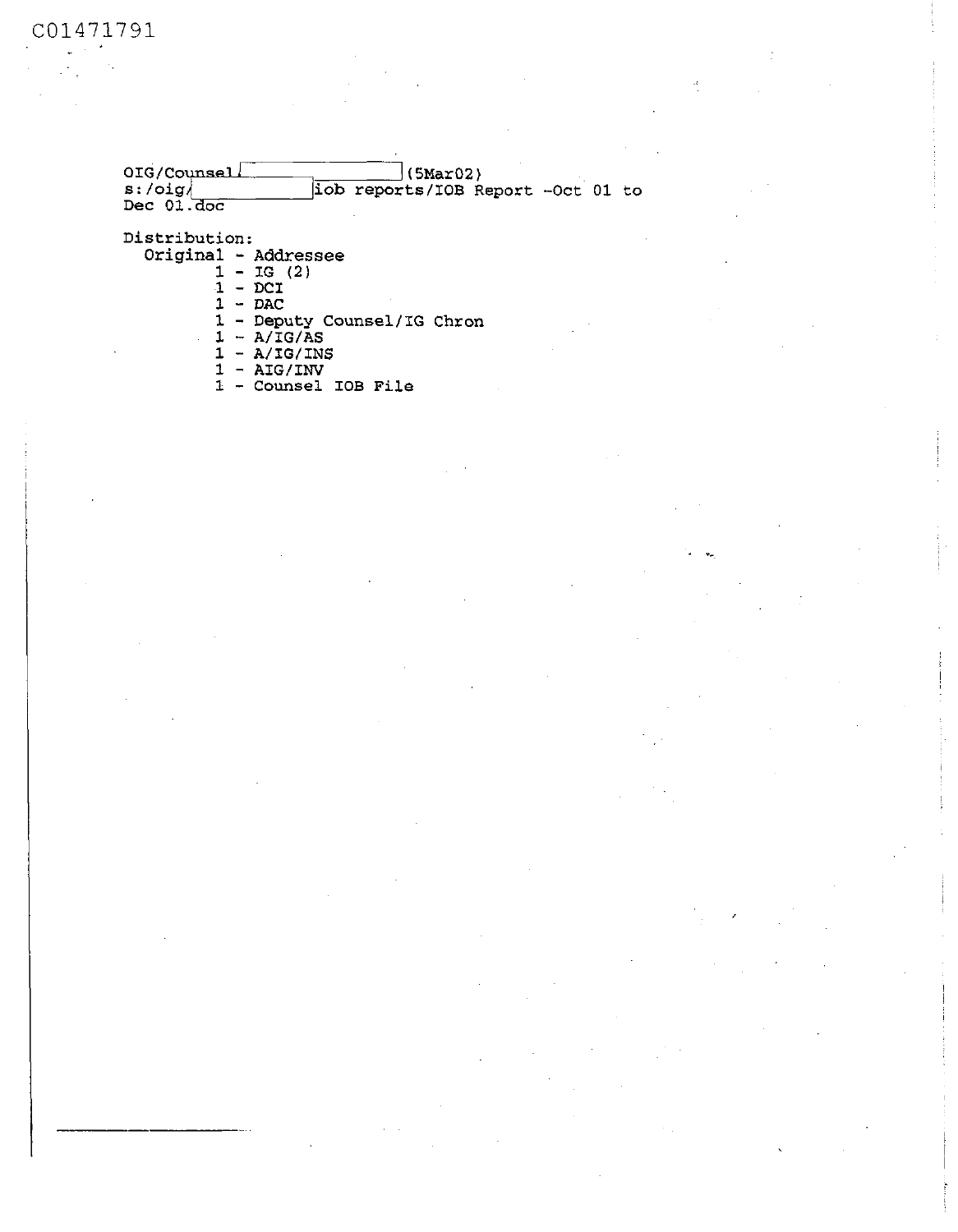C01471791

OIG/Counsel/ [redacted] (5Mar02)
s:/oig/ [redacted] iob reports/IOB Report -Oct 01 to Dec 01.doc

Distribution:
  Original - Addressee
    1 - IG (2)
    1 - DCI
    1 - DAC
    1 - Deputy Counsel/IG Chron
    1 - A/IG/AS
    1 - A/IG/INS
    1 - AIG/INV
    1 - Counsel IOB File